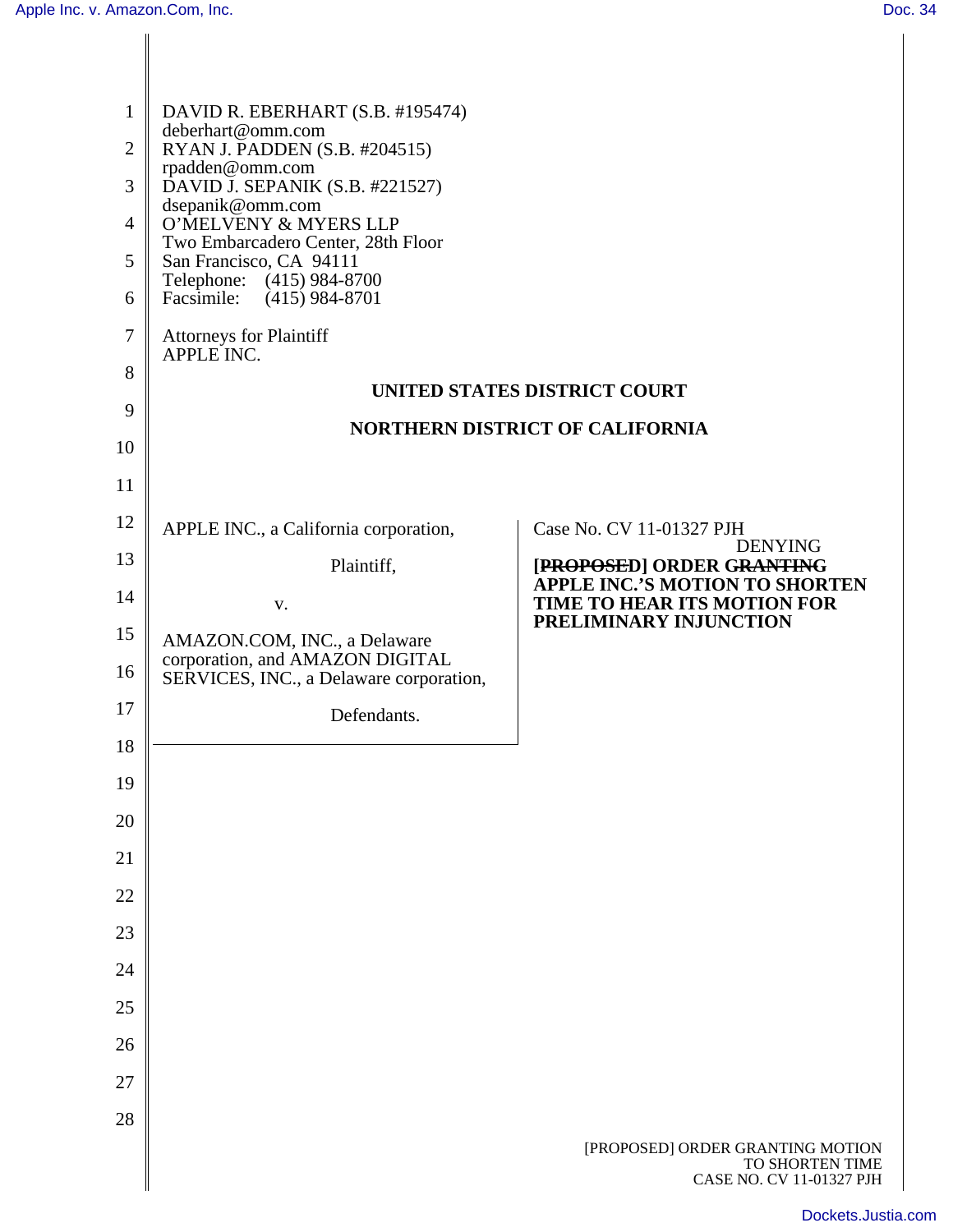DAVID R. EBERHART (S.B. #195474)
deberhart@omm.com
RYAN J. PADDEN (S.B. #204515)
rpadden@omm.com
DAVID J. SEPANIK (S.B. #221527)
dsepanik@omm.com
O'MELVENY & MYERS LLP
Two Embarcadero Center, 28th Floor
San Francisco, CA 94111
Telephone: (415) 984-8700
Facsimile: (415) 984-8701

Attorneys for Plaintiff
APPLE INC.

**UNITED STATES DISTRICT COURT**

**NORTHERN DISTRICT OF CALIFORNIA**

APPLE INC., a California corporation,

Plaintiff,

v.

AMAZON.COM, INC., a Delaware corporation, and AMAZON DIGITAL SERVICES, INC., a Delaware corporation,

Defendants.

Case No. CV 11-01327 PJH

**[~~PROPOSED~~] ORDER ~~GRANTING~~ DENYING APPLE INC.'S MOTION TO SHORTEN TIME TO HEAR ITS MOTION FOR PRELIMINARY INJUNCTION**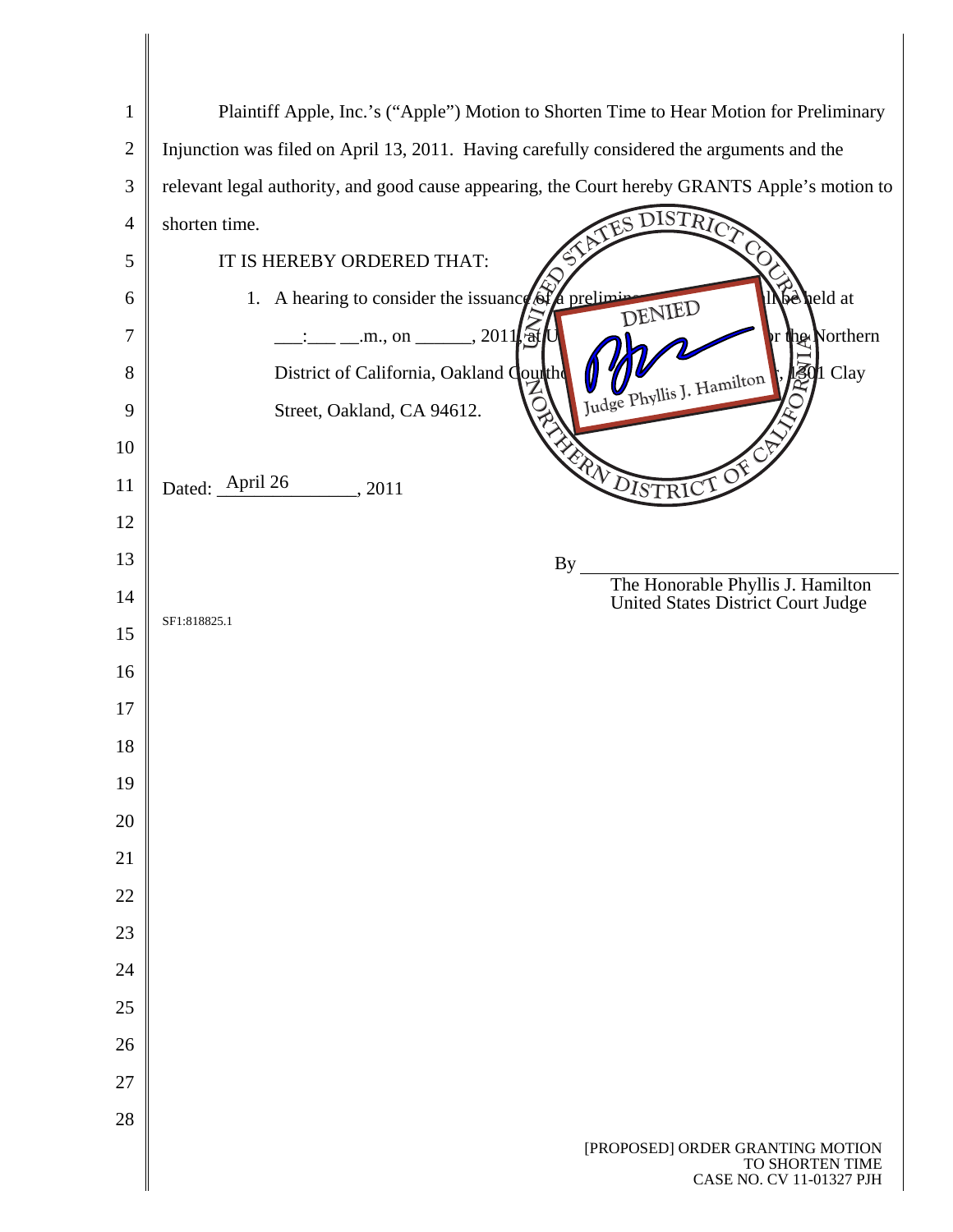Plaintiff Apple, Inc.'s ("Apple") Motion to Shorten Time to Hear Motion for Preliminary Injunction was filed on April 13, 2011. Having carefully considered the arguments and the relevant legal authority, and good cause appearing, the Court hereby GRANTS Apple's motion to shorten time.

IT IS HEREBY ORDERED THAT:

1. A hearing to consider the issuance of a prelimin... ...ll be held at ___:___ __.m., on ______, 2011, at U... ...r the Northern District of California, Oakland Courtho... ...r, 1301 Clay Street, Oakland, CA 94612.

UNITED STATES DISTRICT COURT NORTHERN DISTRICT OF CALIFORNIA

DENIED

Judge Phyllis J. Hamilton

Dated: April 26, 2011

By ______________________
The Honorable Phyllis J. Hamilton
United States District Court Judge

SF1:818825.1

[PROPOSED] ORDER GRANTING MOTION TO SHORTEN TIME
CASE NO. CV 11-01327 PJH